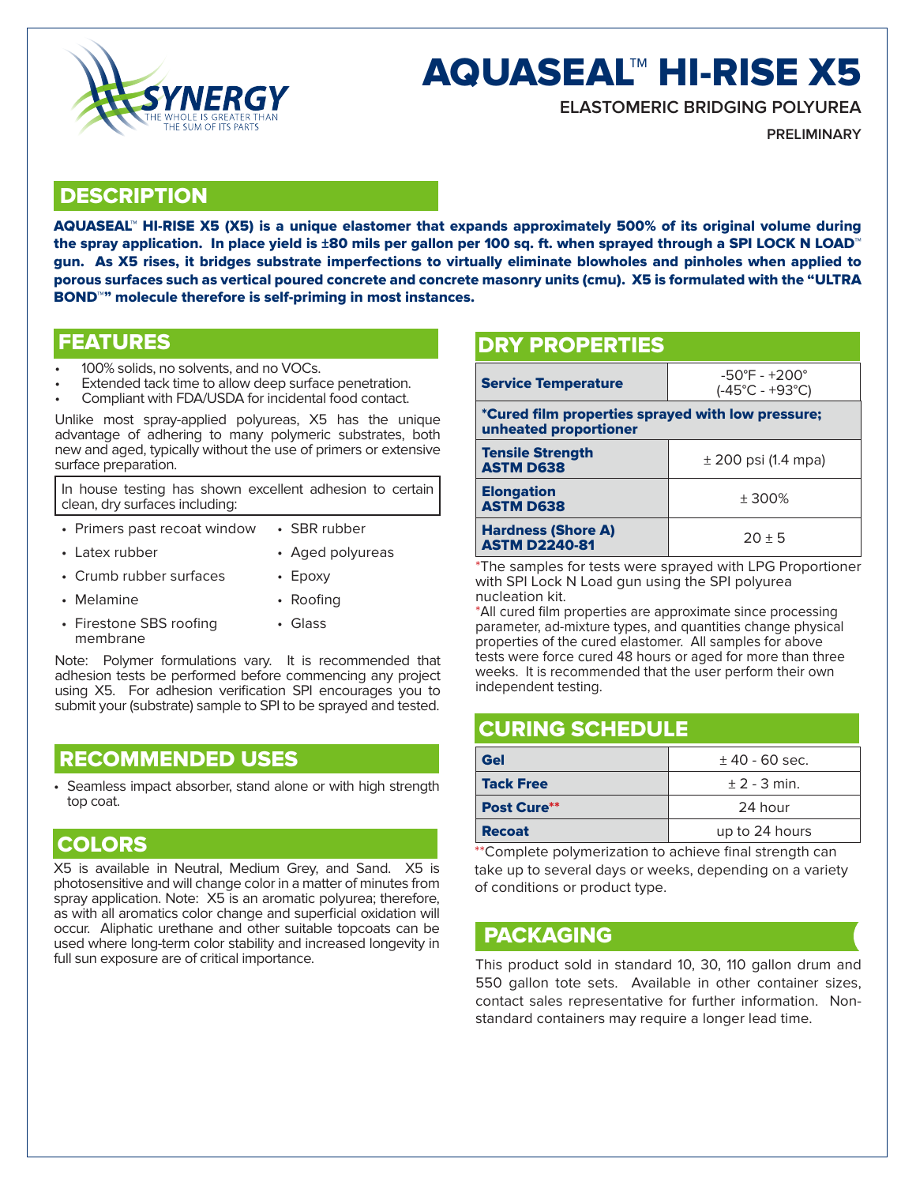SYNERGY
THE WHOLE IS GREATER THAN THE SUM OF ITS PARTS

# AQUASEAL™ HI-RISE X5

**ELASTOMERIC BRIDGING POLYUREA**

**PRELIMINARY**

## DESCRIPTION

**AQUASEAL™ HI-RISE X5 (X5) is a unique elastomer that expands approximately 500% of its original volume during the spray application. In place yield is ±80 mils per gallon per 100 sq. ft. when sprayed through a SPI LOCK N LOAD™ gun. As X5 rises, it bridges substrate imperfections to virtually eliminate blowholes and pinholes when applied to porous surfaces such as vertical poured concrete and concrete masonry units (cmu). X5 is formulated with the "ULTRA BOND™" molecule therefore is self-priming in most instances.**

## FEATURES

- 100% solids, no solvents, and no VOCs.
- Extended tack time to allow deep surface penetration.
- Compliant with FDA/USDA for incidental food contact.

Unlike most spray-applied polyureas, X5 has the unique advantage of adhering to many polymeric substrates, both new and aged, typically without the use of primers or extensive surface preparation.

In house testing has shown excellent adhesion to certain clean, dry surfaces including:

- Primers past recoat window
- Latex rubber
- Crumb rubber surfaces
- Melamine
- Firestone SBS roofing membrane
- SBR rubber
- Aged polyureas
- Epoxy
- Roofing
- Glass

Note: Polymer formulations vary. It is recommended that adhesion tests be performed before commencing any project using X5. For adhesion verification SPI encourages you to submit your (substrate) sample to SPI to be sprayed and tested.

## RECOMMENDED USES

- Seamless impact absorber, stand alone or with high strength top coat.

## COLORS

X5 is available in Neutral, Medium Grey, and Sand. X5 is photosensitive and will change color in a matter of minutes from spray application. Note: X5 is an aromatic polyurea; therefore, as with all aromatics color change and superficial oxidation will occur. Aliphatic urethane and other suitable topcoats can be used where long-term color stability and increased longevity in full sun exposure are of critical importance.

## DRY PROPERTIES

| Property | Value |
|---|---|
| **Service Temperature** | -50°F - +200° (-45°C - +93°C) |
| ***Cured film properties sprayed with low pressure; unheated proportioner** | |
| **Tensile Strength ASTM D638** | ± 200 psi (1.4 mpa) |
| **Elongation ASTM D638** | ± 300% |
| **Hardness (Shore A) ASTM D2240-81** | 20 ± 5 |

*The samples for tests were sprayed with LPG Proportioner with SPI Lock N Load gun using the SPI polyurea nucleation kit.

*All cured film properties are approximate since processing parameter, ad-mixture types, and quantities change physical properties of the cured elastomer. All samples for above tests were force cured 48 hours or aged for more than three weeks. It is recommended that the user perform their own independent testing.

## CURING SCHEDULE

| Stage | Time |
|---|---|
| **Gel** | ± 40 - 60 sec. |
| **Tack Free** | ± 2 - 3 min. |
| **Post Cure**** | 24 hour |
| **Recoat** | up to 24 hours |

**Complete polymerization to achieve final strength can take up to several days or weeks, depending on a variety of conditions or product type.

## PACKAGING

This product sold in standard 10, 30, 110 gallon drum and 550 gallon tote sets. Available in other container sizes, contact sales representative for further information. Non-standard containers may require a longer lead time.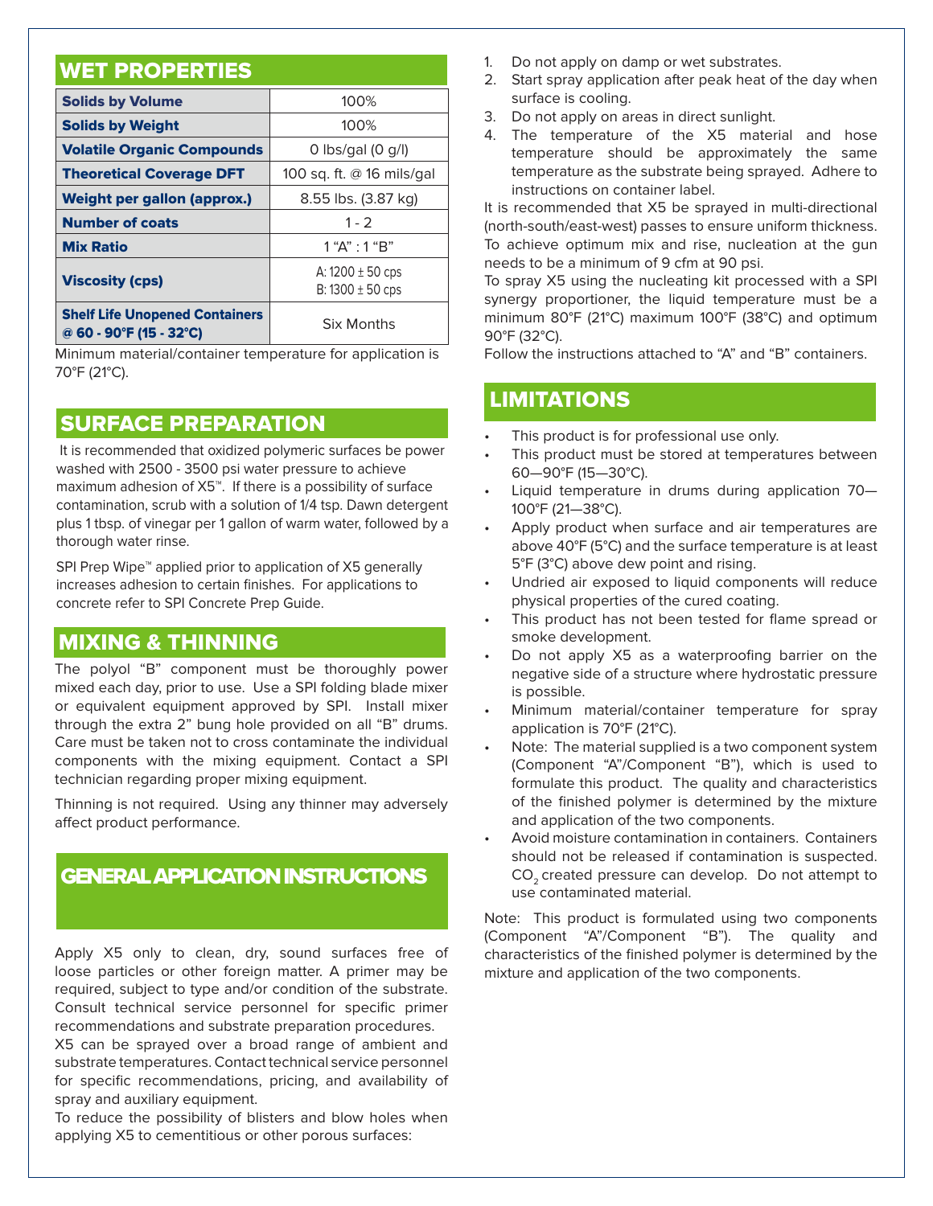## WET PROPERTIES

| Property | Value |
|---|---|
| **Solids by Volume** | 100% |
| **Solids by Weight** | 100% |
| **Volatile Organic Compounds** | 0 lbs/gal (0 g/l) |
| **Theoretical Coverage DFT** | 100 sq. ft. @ 16 mils/gal |
| **Weight per gallon (approx.)** | 8.55 lbs. (3.87 kg) |
| **Number of coats** | 1 - 2 |
| **Mix Ratio** | 1 "A" : 1 "B" |
| **Viscosity (cps)** | A: 1200 ± 50 cps<br>B: 1300 ± 50 cps |
| **Shelf Life Unopened Containers @ 60 - 90°F (15 - 32°C)** | Six Months |

Minimum material/container temperature for application is 70°F (21°C).

## SURFACE PREPARATION

It is recommended that oxidized polymeric surfaces be power washed with 2500 - 3500 psi water pressure to achieve maximum adhesion of X5™. If there is a possibility of surface contamination, scrub with a solution of 1/4 tsp. Dawn detergent plus 1 tbsp. of vinegar per 1 gallon of warm water, followed by a thorough water rinse.

SPI Prep Wipe™ applied prior to application of X5 generally increases adhesion to certain finishes. For applications to concrete refer to SPI Concrete Prep Guide.

## MIXING & THINNING

The polyol "B" component must be thoroughly power mixed each day, prior to use. Use a SPI folding blade mixer or equivalent equipment approved by SPI. Install mixer through the extra 2" bung hole provided on all "B" drums. Care must be taken not to cross contaminate the individual components with the mixing equipment. Contact a SPI technician regarding proper mixing equipment.

Thinning is not required. Using any thinner may adversely affect product performance.

## GENERAL APPLICATION INSTRUCTIONS

Apply X5 only to clean, dry, sound surfaces free of loose particles or other foreign matter. A primer may be required, subject to type and/or condition of the substrate. Consult technical service personnel for specific primer recommendations and substrate preparation procedures.

X5 can be sprayed over a broad range of ambient and substrate temperatures. Contact technical service personnel for specific recommendations, pricing, and availability of spray and auxiliary equipment.

To reduce the possibility of blisters and blow holes when applying X5 to cementitious or other porous surfaces:

1. Do not apply on damp or wet substrates.
2. Start spray application after peak heat of the day when surface is cooling.
3. Do not apply on areas in direct sunlight.
4. The temperature of the X5 material and hose temperature should be approximately the same temperature as the substrate being sprayed. Adhere to instructions on container label.

It is recommended that X5 be sprayed in multi-directional (north-south/east-west) passes to ensure uniform thickness.

To achieve optimum mix and rise, nucleation at the gun needs to be a minimum of 9 cfm at 90 psi.

To spray X5 using the nucleating kit processed with a SPI synergy proportioner, the liquid temperature must be a minimum 80°F (21°C) maximum 100°F (38°C) and optimum 90°F (32°C).

Follow the instructions attached to "A" and "B" containers.

## LIMITATIONS

- This product is for professional use only.
- This product must be stored at temperatures between 60—90°F (15—30°C).
- Liquid temperature in drums during application 70—100°F (21—38°C).
- Apply product when surface and air temperatures are above 40°F (5°C) and the surface temperature is at least 5°F (3°C) above dew point and rising.
- Undried air exposed to liquid components will reduce physical properties of the cured coating.
- This product has not been tested for flame spread or smoke development.
- Do not apply X5 as a waterproofing barrier on the negative side of a structure where hydrostatic pressure is possible.
- Minimum material/container temperature for spray application is 70°F (21°C).
- Note: The material supplied is a two component system (Component "A"/Component "B"), which is used to formulate this product. The quality and characteristics of the finished polymer is determined by the mixture and application of the two components.
- Avoid moisture contamination in containers. Containers should not be released if contamination is suspected. $CO_2$ created pressure can develop. Do not attempt to use contaminated material.

Note: This product is formulated using two components (Component "A"/Component "B"). The quality and characteristics of the finished polymer is determined by the mixture and application of the two components.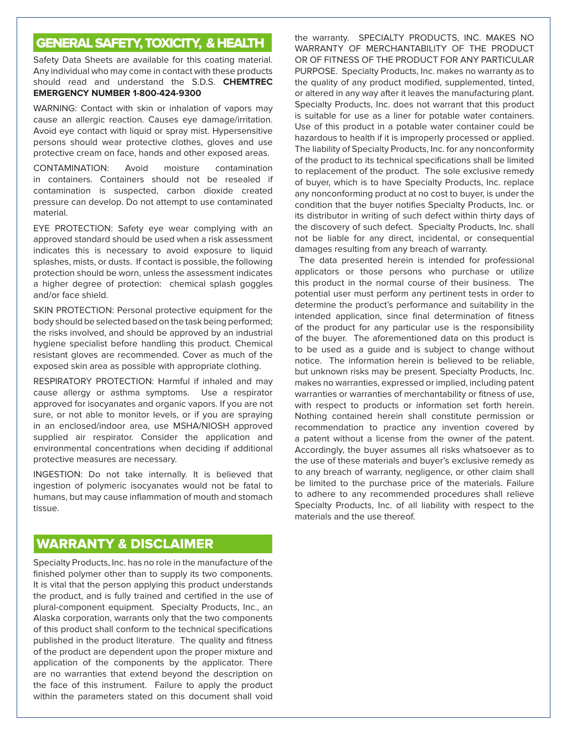## GENERAL SAFETY, TOXICITY, & HEALTH

Safety Data Sheets are available for this coating material. Any individual who may come in contact with these products should read and understand the S.D.S. **CHEMTREC EMERGENCY NUMBER 1-800-424-9300**

WARNING: Contact with skin or inhalation of vapors may cause an allergic reaction. Causes eye damage/irritation. Avoid eye contact with liquid or spray mist. Hypersensitive persons should wear protective clothes, gloves and use protective cream on face, hands and other exposed areas.

CONTAMINATION: Avoid moisture contamination in containers. Containers should not be resealed if contamination is suspected, carbon dioxide created pressure can develop. Do not attempt to use contaminated material.

EYE PROTECTION: Safety eye wear complying with an approved standard should be used when a risk assessment indicates this is necessary to avoid exposure to liquid splashes, mists, or dusts. If contact is possible, the following protection should be worn, unless the assessment indicates a higher degree of protection: chemical splash goggles and/or face shield.

SKIN PROTECTION: Personal protective equipment for the body should be selected based on the task being performed; the risks involved, and should be approved by an industrial hygiene specialist before handling this product. Chemical resistant gloves are recommended. Cover as much of the exposed skin area as possible with appropriate clothing.

RESPIRATORY PROTECTION: Harmful if inhaled and may cause allergy or asthma symptoms. Use a respirator approved for isocyanates and organic vapors. If you are not sure, or not able to monitor levels, or if you are spraying in an enclosed/indoor area, use MSHA/NIOSH approved supplied air respirator. Consider the application and environmental concentrations when deciding if additional protective measures are necessary.

INGESTION: Do not take internally. It is believed that ingestion of polymeric isocyanates would not be fatal to humans, but may cause inflammation of mouth and stomach tissue.

## WARRANTY & DISCLAIMER

Specialty Products, Inc. has no role in the manufacture of the finished polymer other than to supply its two components. It is vital that the person applying this product understands the product, and is fully trained and certified in the use of plural-component equipment. Specialty Products, Inc., an Alaska corporation, warrants only that the two components of this product shall conform to the technical specifications published in the product literature. The quality and fitness of the product are dependent upon the proper mixture and application of the components by the applicator. There are no warranties that extend beyond the description on the face of this instrument. Failure to apply the product within the parameters stated on this document shall void the warranty. SPECIALTY PRODUCTS, INC. MAKES NO WARRANTY OF MERCHANTABILITY OF THE PRODUCT OR OF FITNESS OF THE PRODUCT FOR ANY PARTICULAR PURPOSE. Specialty Products, Inc. makes no warranty as to the quality of any product modified, supplemented, tinted, or altered in any way after it leaves the manufacturing plant. Specialty Products, Inc. does not warrant that this product is suitable for use as a liner for potable water containers. Use of this product in a potable water container could be hazardous to health if it is improperly processed or applied. The liability of Specialty Products, Inc. for any nonconformity of the product to its technical specifications shall be limited to replacement of the product. The sole exclusive remedy of buyer, which is to have Specialty Products, Inc. replace any nonconforming product at no cost to buyer, is under the condition that the buyer notifies Specialty Products, Inc. or its distributor in writing of such defect within thirty days of the discovery of such defect. Specialty Products, Inc. shall not be liable for any direct, incidental, or consequential damages resulting from any breach of warranty.

The data presented herein is intended for professional applicators or those persons who purchase or utilize this product in the normal course of their business. The potential user must perform any pertinent tests in order to determine the product's performance and suitability in the intended application, since final determination of fitness of the product for any particular use is the responsibility of the buyer. The aforementioned data on this product is to be used as a guide and is subject to change without notice. The information herein is believed to be reliable, but unknown risks may be present. Specialty Products, Inc. makes no warranties, expressed or implied, including patent warranties or warranties of merchantability or fitness of use, with respect to products or information set forth herein. Nothing contained herein shall constitute permission or recommendation to practice any invention covered by a patent without a license from the owner of the patent. Accordingly, the buyer assumes all risks whatsoever as to the use of these materials and buyer's exclusive remedy as to any breach of warranty, negligence, or other claim shall be limited to the purchase price of the materials. Failure to adhere to any recommended procedures shall relieve Specialty Products, Inc. of all liability with respect to the materials and the use thereof.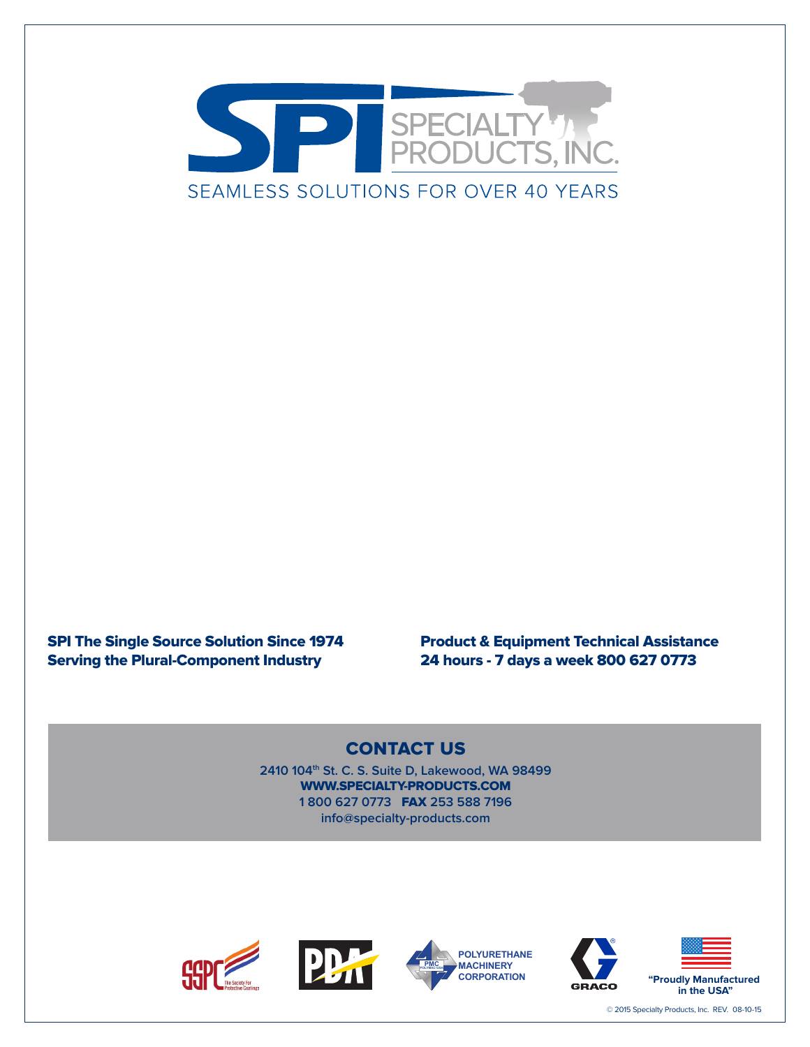SPI SPECIALTY PRODUCTS, INC.

SEAMLESS SOLUTIONS FOR OVER 40 YEARS

**SPI The Single Source Solution Since 1974**
**Serving the Plural-Component Industry**

**Product & Equipment Technical Assistance**
**24 hours - 7 days a week 800 627 0773**

## CONTACT US

**2410 104th St. C. S. Suite D, Lakewood, WA 98499**
**WWW.SPECIALTY-PRODUCTS.COM**
**1 800 627 0773 FAX 253 588 7196**
**info@specialty-products.com**

SSPC The Society For Protective Coatings

PDA

POLYURETHANE MACHINERY CORPORATION

GRACO

**"Proudly Manufactured in the USA"**

© 2015 Specialty Products, Inc. REV. 08-10-15